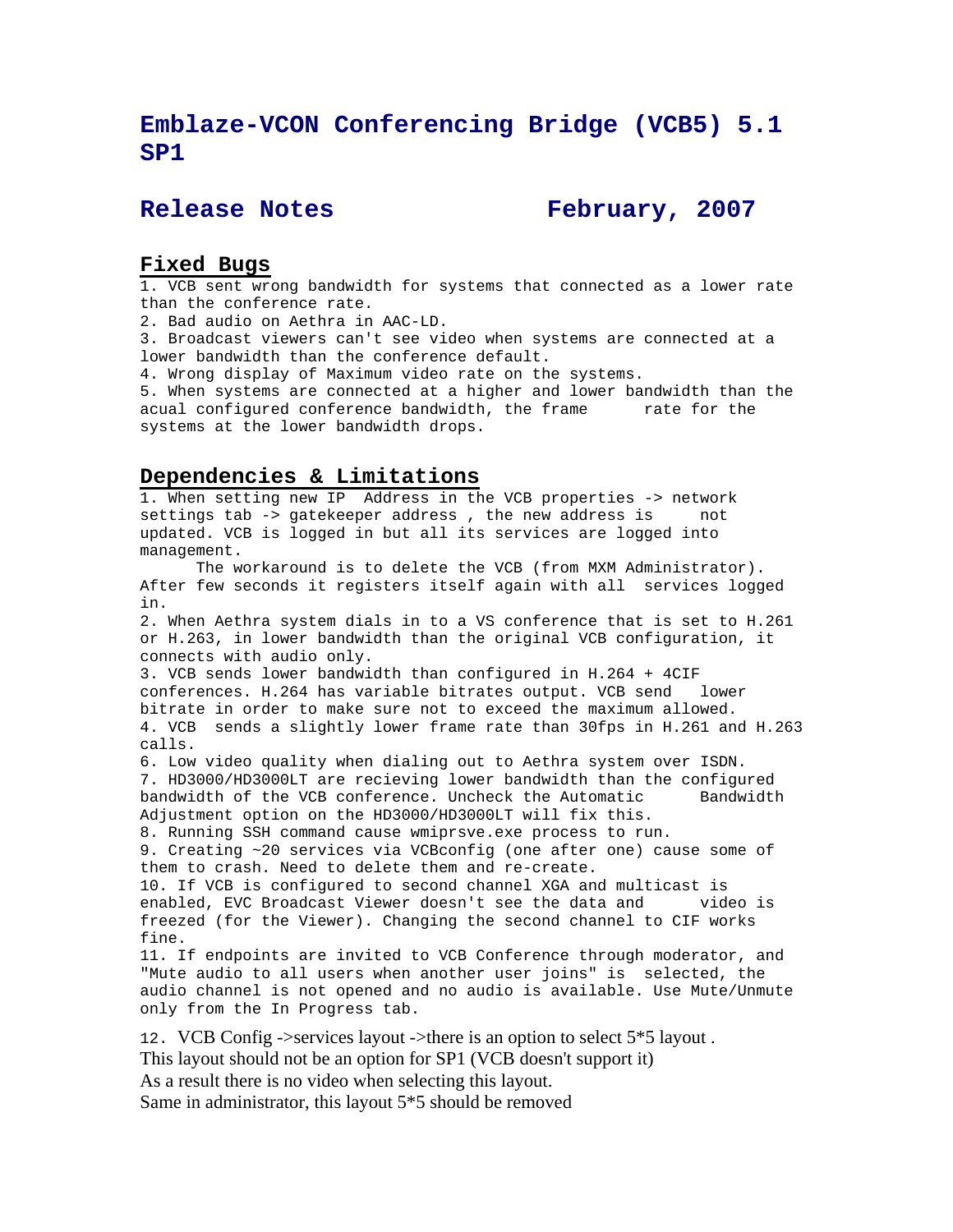# Emblaze-VCON Conferencing Bridge (VCB5) 5.1 SP1

## Release Notes February, 2007

### Fixed Bugs

1. VCB sent wrong bandwidth for systems that connected as a lower rate than the conference rate.
2. Bad audio on Aethra in AAC-LD.
3. Broadcast viewers can't see video when systems are connected at a lower bandwidth than the conference default.
4. Wrong display of Maximum video rate on the systems.
5. When systems are connected at a higher and lower bandwidth than the acual configured conference bandwidth, the frame rate for the systems at the lower bandwidth drops.

### Dependencies & Limitations

1. When setting new IP Address in the VCB properties -> network settings tab -> gatekeeper address , the new address is not updated. VCB is logged in but all its services are logged into management.
   The workaround is to delete the VCB (from MXM Administrator). After few seconds it registers itself again with all services logged in.
2. When Aethra system dials in to a VS conference that is set to H.261 or H.263, in lower bandwidth than the original VCB configuration, it connects with audio only.
3. VCB sends lower bandwidth than configured in H.264 + 4CIF conferences. H.264 has variable bitrates output. VCB send lower bitrate in order to make sure not to exceed the maximum allowed.
4. VCB sends a slightly lower frame rate than 30fps in H.261 and H.263 calls.
6. Low video quality when dialing out to Aethra system over ISDN.
7. HD3000/HD3000LT are recieving lower bandwidth than the configured bandwidth of the VCB conference. Uncheck the Automatic Bandwidth Adjustment option on the HD3000/HD3000LT will fix this.
8. Running SSH command cause wmiprsve.exe process to run.
9. Creating ~20 services via VCBconfig (one after one) cause some of them to crash. Need to delete them and re-create.
10. If VCB is configured to second channel XGA and multicast is enabled, EVC Broadcast Viewer doesn't see the data and video is freezed (for the Viewer). Changing the second channel to CIF works fine.
11. If endpoints are invited to VCB Conference through moderator, and "Mute audio to all users when another user joins" is selected, the audio channel is not opened and no audio is available. Use Mute/Unmute only from the In Progress tab.
12. VCB Config ->services layout ->there is an option to select 5*5 layout .
    This layout should not be an option for SP1 (VCB doesn't support it)
    As a result there is no video when selecting this layout.
    Same in administrator, this layout 5*5 should be removed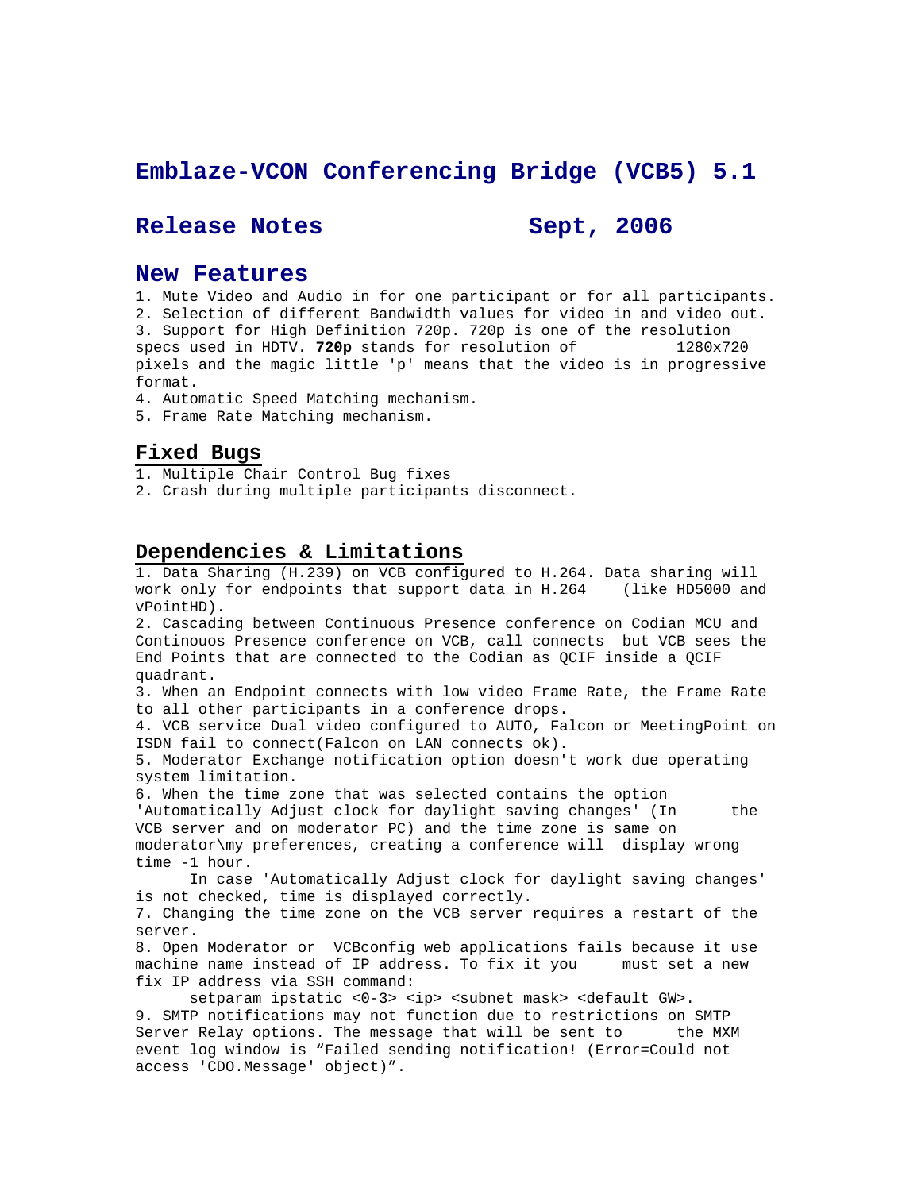# Emblaze-VCON Conferencing Bridge (VCB5) 5.1

## Release Notes Sept, 2006

## New Features

1. Mute Video and Audio in for one participant or for all participants.
2. Selection of different Bandwidth values for video in and video out.
3. Support for High Definition 720p. 720p is one of the resolution specs used in HDTV. **720p** stands for resolution of 1280x720 pixels and the magic little 'p' means that the video is in progressive format.
4. Automatic Speed Matching mechanism.
5. Frame Rate Matching mechanism.

## Fixed Bugs

1. Multiple Chair Control Bug fixes
2. Crash during multiple participants disconnect.

## Dependencies & Limitations

1. Data Sharing (H.239) on VCB configured to H.264. Data sharing will work only for endpoints that support data in H.264 (like HD5000 and vPointHD).
2. Cascading between Continuous Presence conference on Codian MCU and Continouos Presence conference on VCB, call connects but VCB sees the End Points that are connected to the Codian as QCIF inside a QCIF quadrant.
3. When an Endpoint connects with low video Frame Rate, the Frame Rate to all other participants in a conference drops.
4. VCB service Dual video configured to AUTO, Falcon or MeetingPoint on ISDN fail to connect(Falcon on LAN connects ok).
5. Moderator Exchange notification option doesn't work due operating system limitation.
6. When the time zone that was selected contains the option 'Automatically Adjust clock for daylight saving changes' (In the VCB server and on moderator PC) and the time zone is same on moderator\my preferences, creating a conference will display wrong time -1 hour.

   In case 'Automatically Adjust clock for daylight saving changes' is not checked, time is displayed correctly.
7. Changing the time zone on the VCB server requires a restart of the server.
8. Open Moderator or VCBconfig web applications fails because it use machine name instead of IP address. To fix it you must set a new fix IP address via SSH command:

   setparam ipstatic <0-3> <ip> <subnet mask> <default GW>.
9. SMTP notifications may not function due to restrictions on SMTP Server Relay options. The message that will be sent to the MXM event log window is "Failed sending notification! (Error=Could not access 'CDO.Message' object)".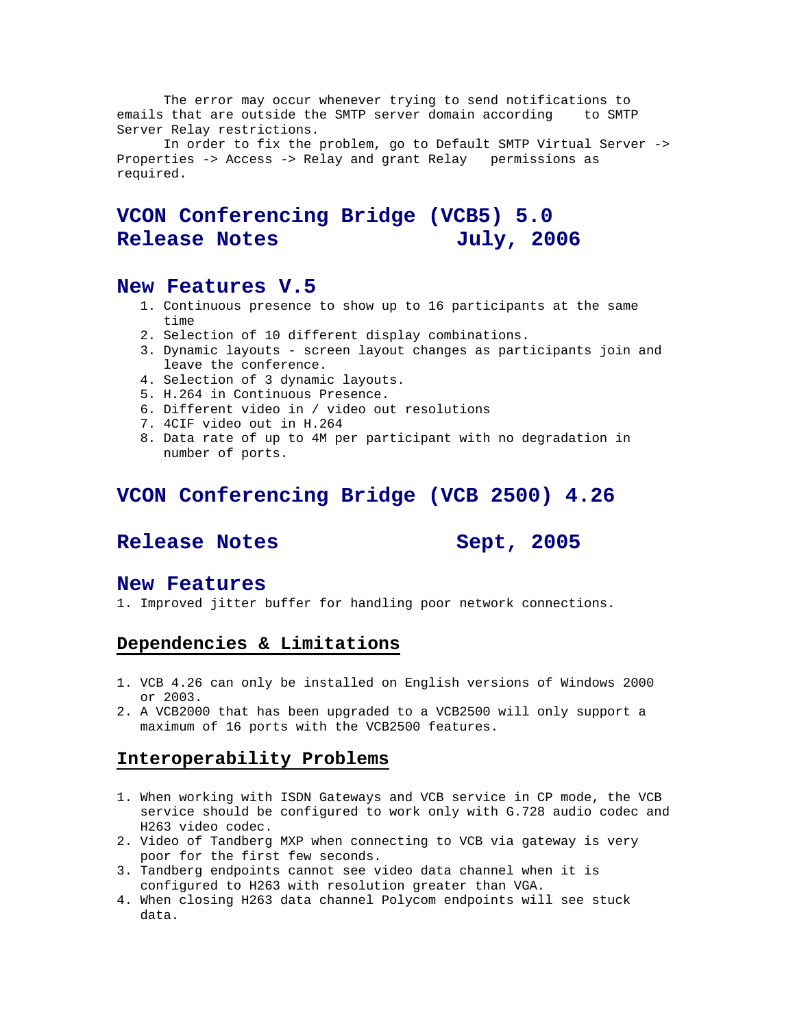The error may occur whenever trying to send notifications to emails that are outside the SMTP server domain according to SMTP Server Relay restrictions.

In order to fix the problem, go to Default SMTP Virtual Server -> Properties -> Access -> Relay and grant Relay permissions as required.

# VCON Conferencing Bridge (VCB5) 5.0 Release Notes July, 2006

## New Features V.5

1. Continuous presence to show up to 16 participants at the same time
2. Selection of 10 different display combinations.
3. Dynamic layouts - screen layout changes as participants join and leave the conference.
4. Selection of 3 dynamic layouts.
5. H.264 in Continuous Presence.
6. Different video in / video out resolutions
7. 4CIF video out in H.264
8. Data rate of up to 4M per participant with no degradation in number of ports.

# VCON Conferencing Bridge (VCB 2500) 4.26

# Release Notes Sept, 2005

## New Features

1. Improved jitter buffer for handling poor network connections.

### Dependencies & Limitations

1. VCB 4.26 can only be installed on English versions of Windows 2000 or 2003.
2. A VCB2000 that has been upgraded to a VCB2500 will only support a maximum of 16 ports with the VCB2500 features.

### Interoperability Problems

1. When working with ISDN Gateways and VCB service in CP mode, the VCB service should be configured to work only with G.728 audio codec and H263 video codec.
2. Video of Tandberg MXP when connecting to VCB via gateway is very poor for the first few seconds.
3. Tandberg endpoints cannot see video data channel when it is configured to H263 with resolution greater than VGA.
4. When closing H263 data channel Polycom endpoints will see stuck data.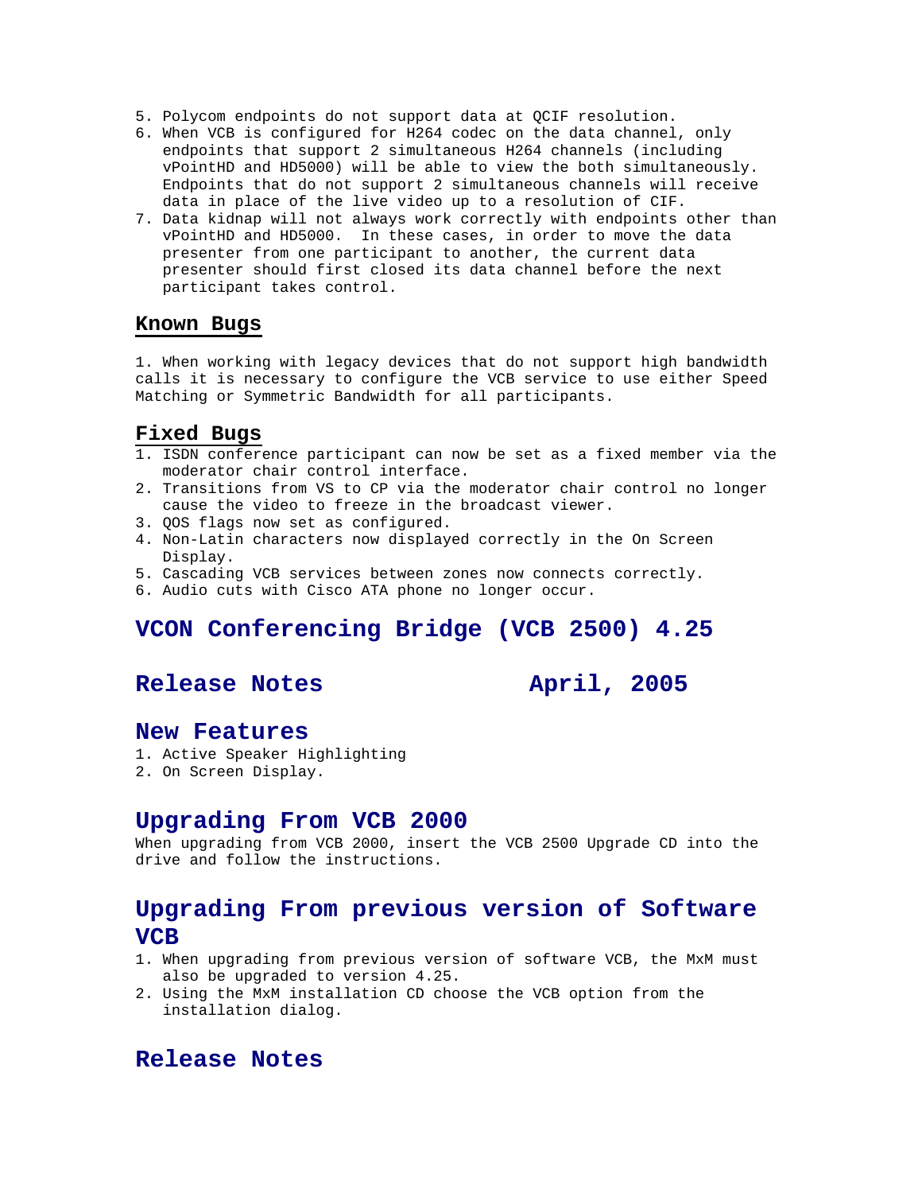5. Polycom endpoints do not support data at QCIF resolution.
6. When VCB is configured for H264 codec on the data channel, only endpoints that support 2 simultaneous H264 channels (including vPointHD and HD5000) will be able to view the both simultaneously. Endpoints that do not support 2 simultaneous channels will receive data in place of the live video up to a resolution of CIF.
7. Data kidnap will not always work correctly with endpoints other than vPointHD and HD5000. In these cases, in order to move the data presenter from one participant to another, the current data presenter should first closed its data channel before the next participant takes control.

### Known Bugs

1. When working with legacy devices that do not support high bandwidth calls it is necessary to configure the VCB service to use either Speed Matching or Symmetric Bandwidth for all participants.

### Fixed Bugs

1. ISDN conference participant can now be set as a fixed member via the moderator chair control interface.
2. Transitions from VS to CP via the moderator chair control no longer cause the video to freeze in the broadcast viewer.
3. QOS flags now set as configured.
4. Non-Latin characters now displayed correctly in the On Screen Display.
5. Cascading VCB services between zones now connects correctly.
6. Audio cuts with Cisco ATA phone no longer occur.

## VCON Conferencing Bridge (VCB 2500) 4.25

## Release Notes April, 2005

## New Features

1. Active Speaker Highlighting
2. On Screen Display.

## Upgrading From VCB 2000

When upgrading from VCB 2000, insert the VCB 2500 Upgrade CD into the drive and follow the instructions.

## Upgrading From previous version of Software VCB

1. When upgrading from previous version of software VCB, the MxM must also be upgraded to version 4.25.
2. Using the MxM installation CD choose the VCB option from the installation dialog.

## Release Notes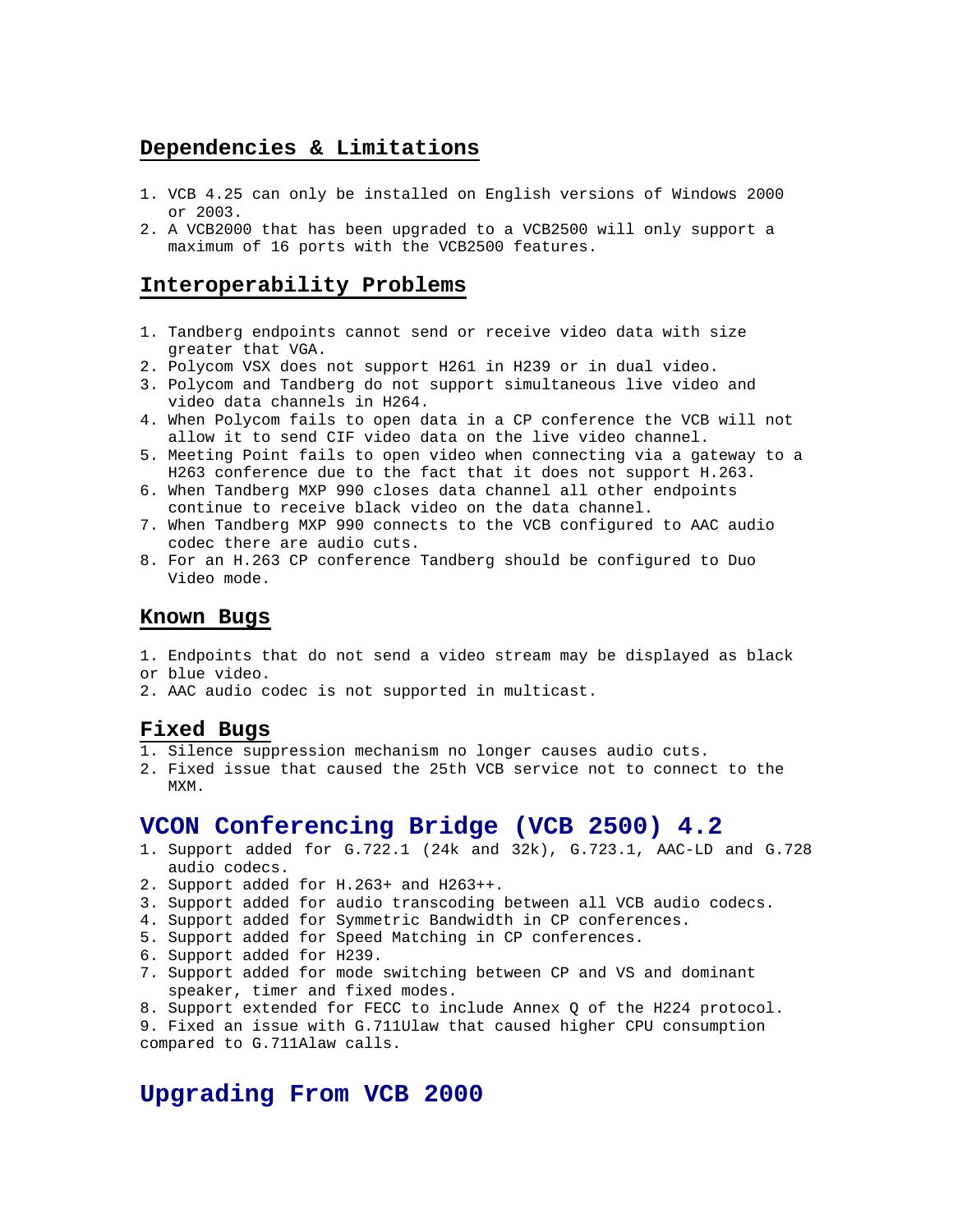## Dependencies & Limitations

1. VCB 4.25 can only be installed on English versions of Windows 2000 or 2003.
2. A VCB2000 that has been upgraded to a VCB2500 will only support a maximum of 16 ports with the VCB2500 features.

## Interoperability Problems

1. Tandberg endpoints cannot send or receive video data with size greater that VGA.
2. Polycom VSX does not support H261 in H239 or in dual video.
3. Polycom and Tandberg do not support simultaneous live video and video data channels in H264.
4. When Polycom fails to open data in a CP conference the VCB will not allow it to send CIF video data on the live video channel.
5. Meeting Point fails to open video when connecting via a gateway to a H263 conference due to the fact that it does not support H.263.
6. When Tandberg MXP 990 closes data channel all other endpoints continue to receive black video on the data channel.
7. When Tandberg MXP 990 connects to the VCB configured to AAC audio codec there are audio cuts.
8. For an H.263 CP conference Tandberg should be configured to Duo Video mode.

## Known Bugs

1. Endpoints that do not send a video stream may be displayed as black or blue video.
2. AAC audio codec is not supported in multicast.

## Fixed Bugs

1. Silence suppression mechanism no longer causes audio cuts.
2. Fixed issue that caused the 25th VCB service not to connect to the MXM.

# VCON Conferencing Bridge (VCB 2500) 4.2

1. Support added for G.722.1 (24k and 32k), G.723.1, AAC-LD and G.728 audio codecs.
2. Support added for H.263+ and H263++.
3. Support added for audio transcoding between all VCB audio codecs.
4. Support added for Symmetric Bandwidth in CP conferences.
5. Support added for Speed Matching in CP conferences.
6. Support added for H239.
7. Support added for mode switching between CP and VS and dominant speaker, timer and fixed modes.
8. Support extended for FECC to include Annex Q of the H224 protocol.
9. Fixed an issue with G.711Ulaw that caused higher CPU consumption compared to G.711Alaw calls.

# Upgrading From VCB 2000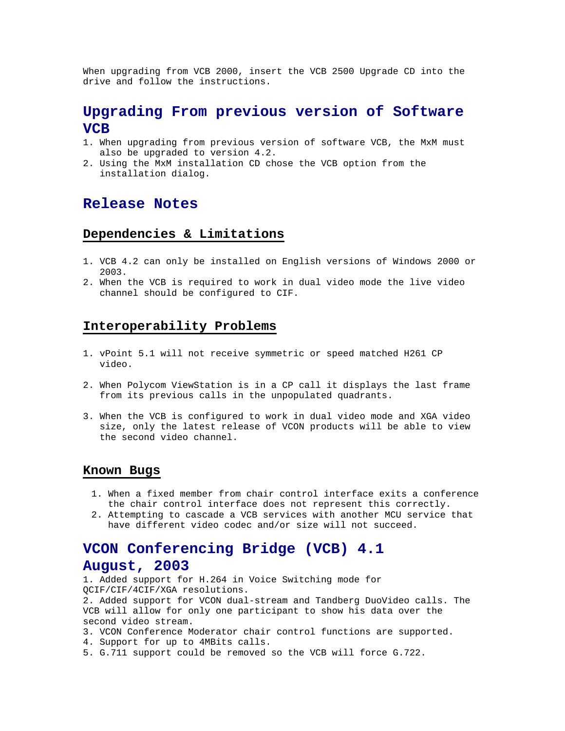When upgrading from VCB 2000, insert the VCB 2500 Upgrade CD into the drive and follow the instructions.

## Upgrading From previous version of Software VCB

1. When upgrading from previous version of software VCB, the MxM must also be upgraded to version 4.2.
2. Using the MxM installation CD chose the VCB option from the installation dialog.

## Release Notes

### Dependencies & Limitations

1. VCB 4.2 can only be installed on English versions of Windows 2000 or 2003.
2. When the VCB is required to work in dual video mode the live video channel should be configured to CIF.

### Interoperability Problems

1. vPoint 5.1 will not receive symmetric or speed matched H261 CP video.

2. When Polycom ViewStation is in a CP call it displays the last frame from its previous calls in the unpopulated quadrants.

3. When the VCB is configured to work in dual video mode and XGA video size, only the latest release of VCON products will be able to view the second video channel.

### Known Bugs

1. When a fixed member from chair control interface exits a conference the chair control interface does not represent this correctly.
2. Attempting to cascade a VCB services with another MCU service that have different video codec and/or size will not succeed.

## VCON Conferencing Bridge (VCB) 4.1 August, 2003

1. Added support for H.264 in Voice Switching mode for QCIF/CIF/4CIF/XGA resolutions.
2. Added support for VCON dual-stream and Tandberg DuoVideo calls. The VCB will allow for only one participant to show his data over the second video stream.
3. VCON Conference Moderator chair control functions are supported.
4. Support for up to 4MBits calls.
5. G.711 support could be removed so the VCB will force G.722.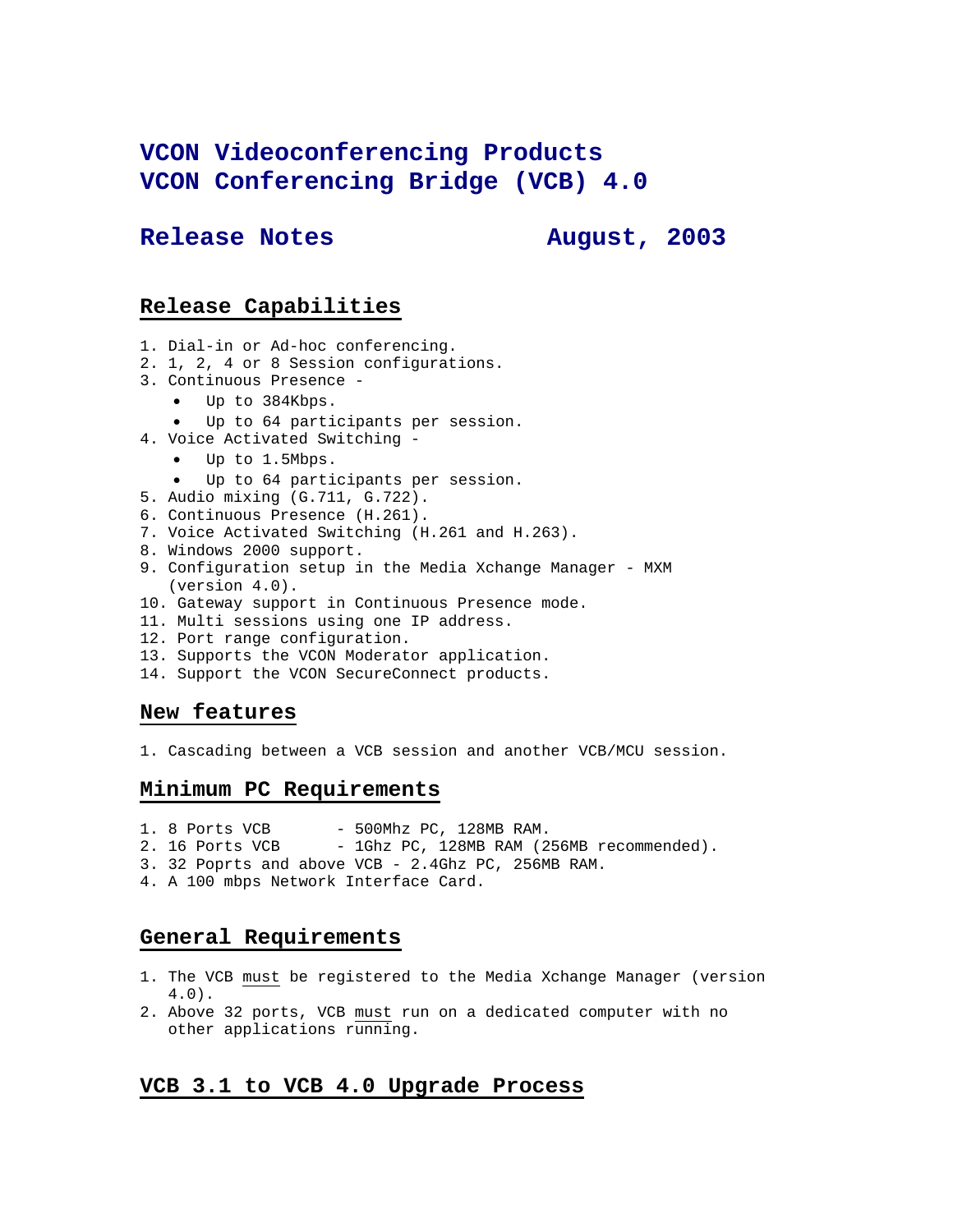# VCON Videoconferencing Products
# VCON Conferencing Bridge (VCB) 4.0

## Release Notes August, 2003

## Release Capabilities

1. Dial-in or Ad-hoc conferencing.
2. 1, 2, 4 or 8 Session configurations.
3. Continuous Presence -
   - Up to 384Kbps.
   - Up to 64 participants per session.
4. Voice Activated Switching -
   - Up to 1.5Mbps.
   - Up to 64 participants per session.
5. Audio mixing (G.711, G.722).
6. Continuous Presence (H.261).
7. Voice Activated Switching (H.261 and H.263).
8. Windows 2000 support.
9. Configuration setup in the Media Xchange Manager - MXM (version 4.0).
10. Gateway support in Continuous Presence mode.
11. Multi sessions using one IP address.
12. Port range configuration.
13. Supports the VCON Moderator application.
14. Support the VCON SecureConnect products.

## New features

1. Cascading between a VCB session and another VCB/MCU session.

## Minimum PC Requirements

1. 8 Ports VCB - 500Mhz PC, 128MB RAM.
2. 16 Ports VCB - 1Ghz PC, 128MB RAM (256MB recommended).
3. 32 Poprts and above VCB - 2.4Ghz PC, 256MB RAM.
4. A 100 mbps Network Interface Card.

## General Requirements

1. The VCB must be registered to the Media Xchange Manager (version 4.0).
2. Above 32 ports, VCB must run on a dedicated computer with no other applications running.

## VCB 3.1 to VCB 4.0 Upgrade Process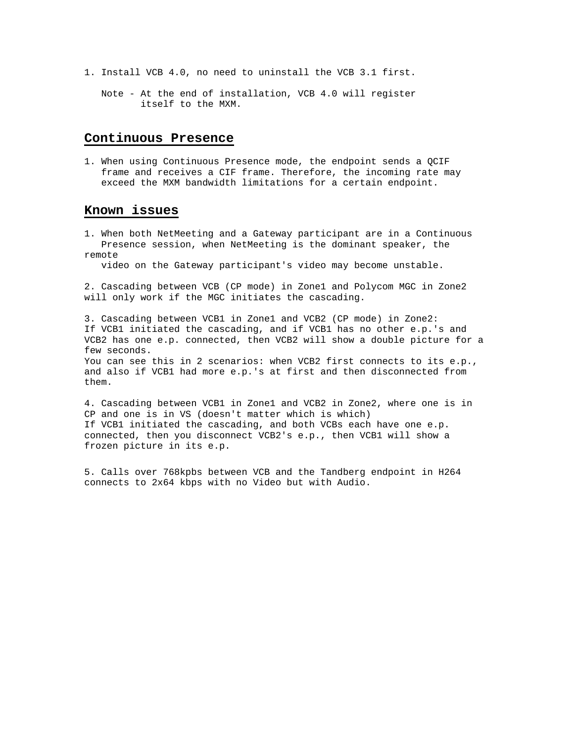1. Install VCB 4.0, no need to uninstall the VCB 3.1 first.

   Note - At the end of installation, VCB 4.0 will register itself to the MXM.

## Continuous Presence

1. When using Continuous Presence mode, the endpoint sends a QCIF frame and receives a CIF frame. Therefore, the incoming rate may exceed the MXM bandwidth limitations for a certain endpoint.

## Known issues

1. When both NetMeeting and a Gateway participant are in a Continuous Presence session, when NetMeeting is the dominant speaker, the remote video on the Gateway participant's video may become unstable.

2. Cascading between VCB (CP mode) in Zone1 and Polycom MGC in Zone2 will only work if the MGC initiates the cascading.

3. Cascading between VCB1 in Zone1 and VCB2 (CP mode) in Zone2:
If VCB1 initiated the cascading, and if VCB1 has no other e.p.'s and VCB2 has one e.p. connected, then VCB2 will show a double picture for a few seconds.
You can see this in 2 scenarios: when VCB2 first connects to its e.p., and also if VCB1 had more e.p.'s at first and then disconnected from them.

4. Cascading between VCB1 in Zone1 and VCB2 in Zone2, where one is in CP and one is in VS (doesn't matter which is which)
If VCB1 initiated the cascading, and both VCBs each have one e.p. connected, then you disconnect VCB2's e.p., then VCB1 will show a frozen picture in its e.p.

5. Calls over 768kpbs between VCB and the Tandberg endpoint in H264 connects to 2x64 kbps with no Video but with Audio.